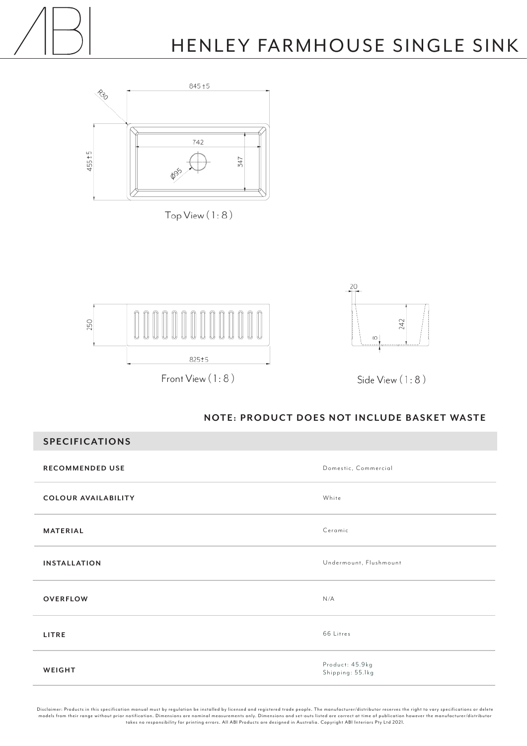# HENLEY FARMHOUSE SINGLE SINK

845±5

R30

742

455±5

347

Ø95

Top View (1: 8)

250

825±5

Front View (1: 8)

20

242

8

Side View (1: 8)

**NOTE: PRODUCT DOES NOT INCLUDE BASKET WASTE**

## SPECIFICATIONS

| | |
|---|---|
| **RECOMMENDED USE** | Domestic, Commercial |
| **COLOUR AVAILABILITY** | White |
| **MATERIAL** | Ceramic |
| **INSTALLATION** | Undermount, Flushmount |
| **OVERFLOW** | N/A |
| **LITRE** | 66 Litres |
| **WEIGHT** | Product: 45.9kg<br>Shipping: 55.1kg |

Disclaimer: Products in this specification manual must by regulation be installed by licensed and registered trade people. The manufacturer/distributor reserves the right to vary specifications or delete models from their range without prior notification. Dimensions are nominal measurements only. Dimensions and set-outs listed are correct at time of publication however the manufacturer/distributor takes no responsibility for printing errors. All ABI Products are designed in Australia. Copyright ABI Interiors Pty Ltd 2021.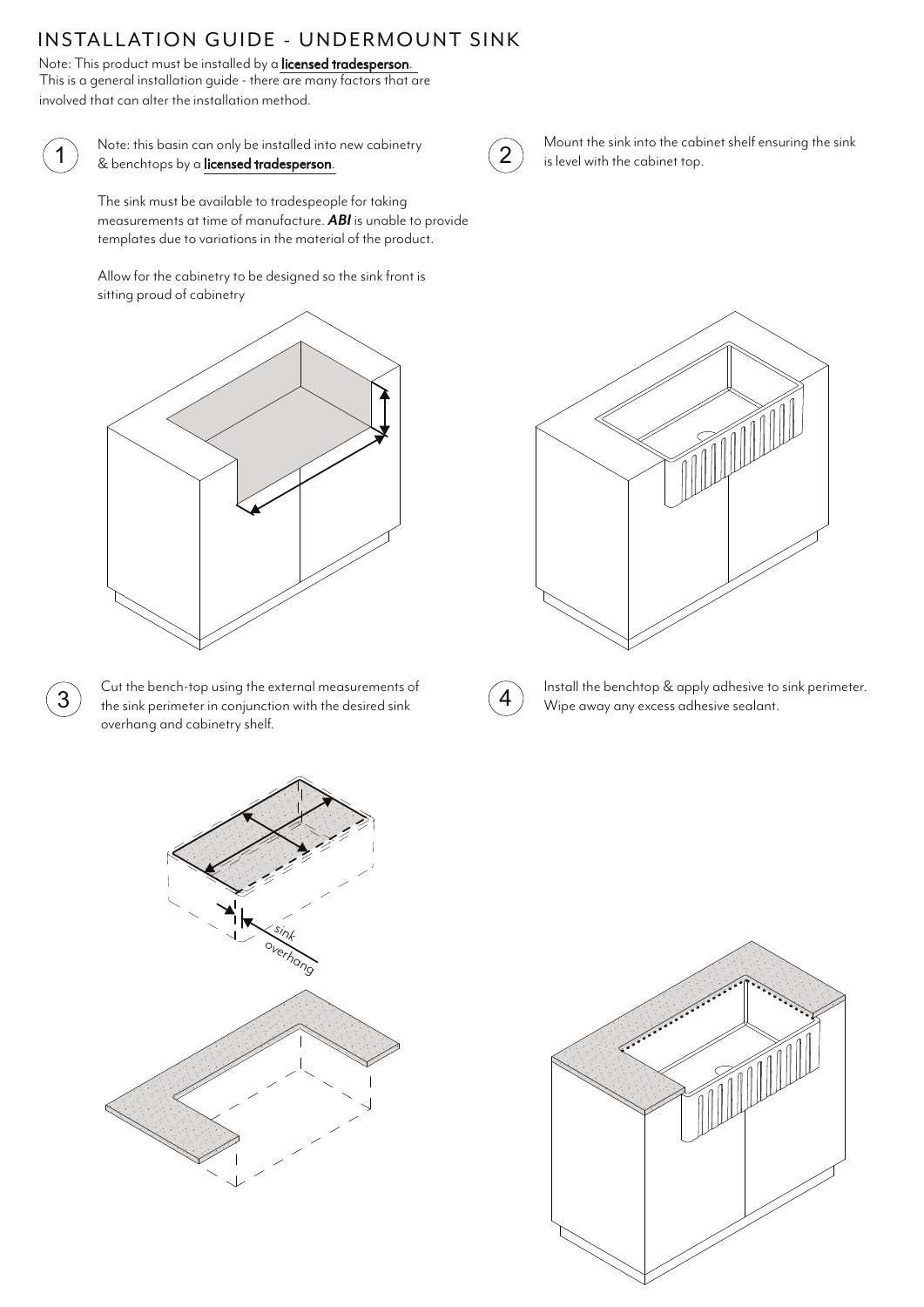# INSTALLATION GUIDE - UNDERMOUNT SINK

Note: This product must be installed by a **licensed tradesperson**.
This is a general installation guide - there are many factors that are involved that can alter the installation method.

1. Note: this basin can only be installed into new cabinetry & benchtops by a **licensed tradesperson**.

   The sink must be available to tradespeople for taking measurements at time of manufacture. ***ABI*** is unable to provide templates due to variations in the material of the product.

   Allow for the cabinetry to be designed so the sink front is sitting proud of cabinetry

2. Mount the sink into the cabinet shelf ensuring the sink is level with the cabinet top.

3. Cut the bench-top using the external measurements of the sink perimeter in conjunction with the desired sink overhang and cabinetry shelf.

   sink overhang

4. Install the benchtop & apply adhesive to sink perimeter. Wipe away any excess adhesive sealant.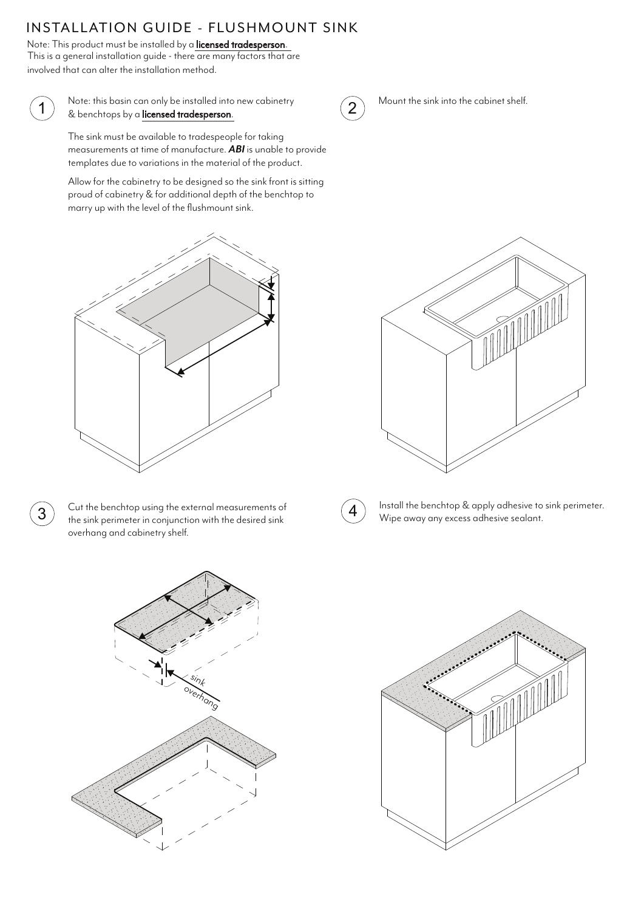# INSTALLATION GUIDE - FLUSHMOUNT SINK

Note: This product must be installed by a **licensed tradesperson**.
This is a general installation guide - there are many factors that are involved that can alter the installation method.

1. Note: this basin can only be installed into new cabinetry & benchtops by a **licensed tradesperson**.

   The sink must be available to tradespeople for taking measurements at time of manufacture. ***ABI*** is unable to provide templates due to variations in the material of the product.

   Allow for the cabinetry to be designed so the sink front is sitting proud of cabinetry & for additional depth of the benchtop to marry up with the level of the flushmount sink.

2. Mount the sink into the cabinet shelf.

3. Cut the benchtop using the external measurements of the sink perimeter in conjunction with the desired sink overhang and cabinetry shelf.

   sink overhang

4. Install the benchtop & apply adhesive to sink perimeter. Wipe away any excess adhesive sealant.